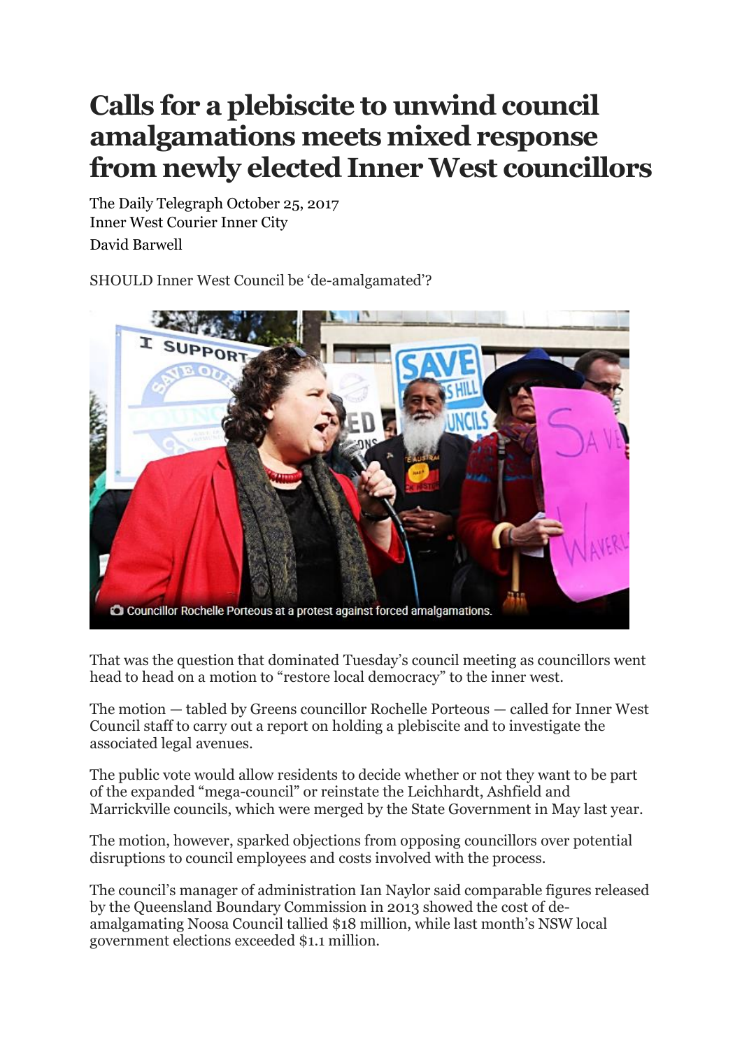# Calls for a plebiscite to unwind council amalgamations meets mixed response from newly elected Inner West councillors

The Daily Telegraph October 25, 2017
Inner West Courier Inner City
David Barwell

SHOULD Inner West Council be 'de-amalgamated'?

Councillor Rochelle Porteous at a protest against forced amalgamations.

That was the question that dominated Tuesday's council meeting as councillors went head to head on a motion to "restore local democracy" to the inner west.

The motion — tabled by Greens councillor Rochelle Porteous — called for Inner West Council staff to carry out a report on holding a plebiscite and to investigate the associated legal avenues.

The public vote would allow residents to decide whether or not they want to be part of the expanded "mega-council" or reinstate the Leichhardt, Ashfield and Marrickville councils, which were merged by the State Government in May last year.

The motion, however, sparked objections from opposing councillors over potential disruptions to council employees and costs involved with the process.

The council's manager of administration Ian Naylor said comparable figures released by the Queensland Boundary Commission in 2013 showed the cost of de-amalgamating Noosa Council tallied $18 million, while last month's NSW local government elections exceeded $1.1 million.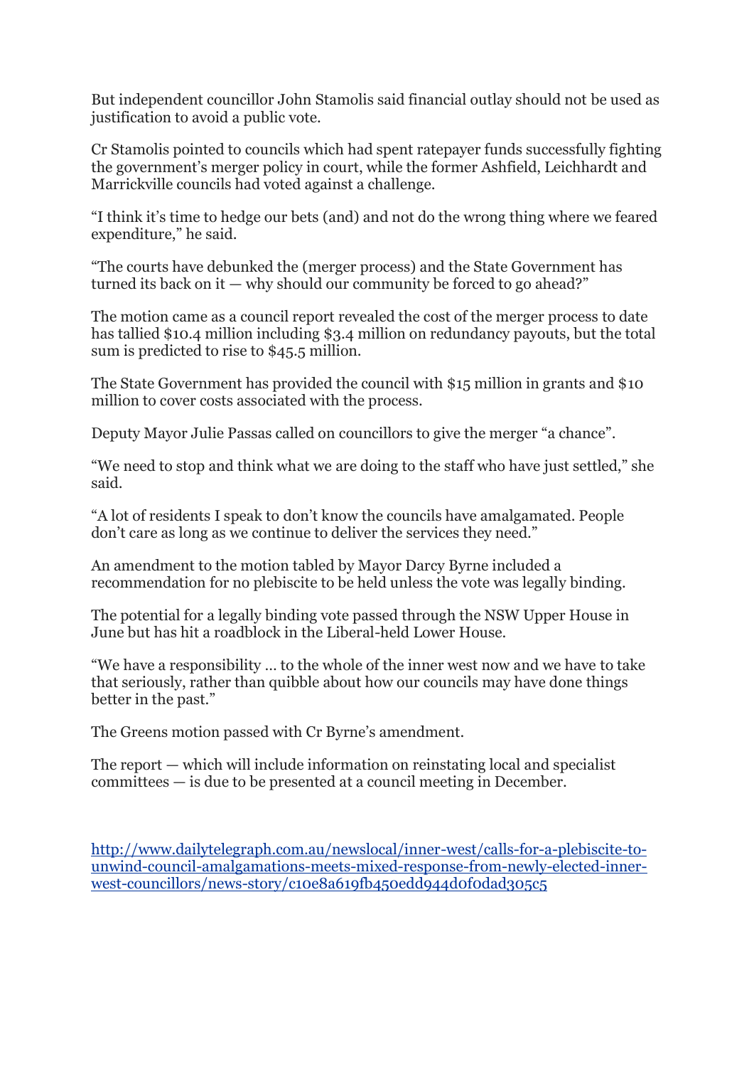But independent councillor John Stamolis said financial outlay should not be used as justification to avoid a public vote.

Cr Stamolis pointed to councils which had spent ratepayer funds successfully fighting the government's merger policy in court, while the former Ashfield, Leichhardt and Marrickville councils had voted against a challenge.

"I think it's time to hedge our bets (and) and not do the wrong thing where we feared expenditure," he said.

"The courts have debunked the (merger process) and the State Government has turned its back on it — why should our community be forced to go ahead?"

The motion came as a council report revealed the cost of the merger process to date has tallied $10.4 million including $3.4 million on redundancy payouts, but the total sum is predicted to rise to $45.5 million.

The State Government has provided the council with $15 million in grants and $10 million to cover costs associated with the process.

Deputy Mayor Julie Passas called on councillors to give the merger "a chance".

"We need to stop and think what we are doing to the staff who have just settled," she said.

"A lot of residents I speak to don't know the councils have amalgamated. People don't care as long as we continue to deliver the services they need."

An amendment to the motion tabled by Mayor Darcy Byrne included a recommendation for no plebiscite to be held unless the vote was legally binding.

The potential for a legally binding vote passed through the NSW Upper House in June but has hit a roadblock in the Liberal-held Lower House.

"We have a responsibility … to the whole of the inner west now and we have to take that seriously, rather than quibble about how our councils may have done things better in the past."

The Greens motion passed with Cr Byrne's amendment.

The report — which will include information on reinstating local and specialist committees — is due to be presented at a council meeting in December.

http://www.dailytelegraph.com.au/newslocal/inner-west/calls-for-a-plebiscite-to-unwind-council-amalgamations-meets-mixed-response-from-newly-elected-inner-west-councillors/news-story/c10e8a619fb450edd944d0f0dad305c5